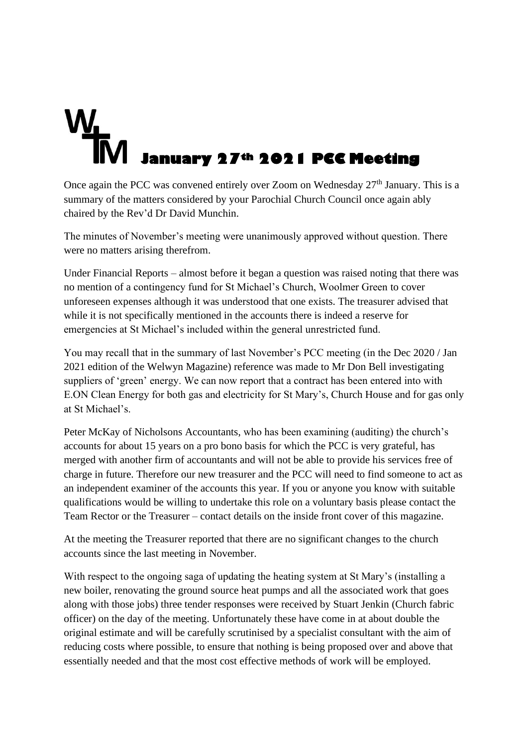# WTM January 27th 2021 PCC Meeting

Once again the PCC was convened entirely over Zoom on Wednesday 27th January. This is a summary of the matters considered by your Parochial Church Council once again ably chaired by the Rev'd Dr David Munchin.

The minutes of November's meeting were unanimously approved without question. There were no matters arising therefrom.

Under Financial Reports – almost before it began a question was raised noting that there was no mention of a contingency fund for St Michael's Church, Woolmer Green to cover unforeseen expenses although it was understood that one exists. The treasurer advised that while it is not specifically mentioned in the accounts there is indeed a reserve for emergencies at St Michael's included within the general unrestricted fund.

You may recall that in the summary of last November's PCC meeting (in the Dec 2020 / Jan 2021 edition of the Welwyn Magazine) reference was made to Mr Don Bell investigating suppliers of 'green' energy. We can now report that a contract has been entered into with E.ON Clean Energy for both gas and electricity for St Mary's, Church House and for gas only at St Michael's.

Peter McKay of Nicholsons Accountants, who has been examining (auditing) the church's accounts for about 15 years on a pro bono basis for which the PCC is very grateful, has merged with another firm of accountants and will not be able to provide his services free of charge in future. Therefore our new treasurer and the PCC will need to find someone to act as an independent examiner of the accounts this year. If you or anyone you know with suitable qualifications would be willing to undertake this role on a voluntary basis please contact the Team Rector or the Treasurer – contact details on the inside front cover of this magazine.

At the meeting the Treasurer reported that there are no significant changes to the church accounts since the last meeting in November.

With respect to the ongoing saga of updating the heating system at St Mary's (installing a new boiler, renovating the ground source heat pumps and all the associated work that goes along with those jobs) three tender responses were received by Stuart Jenkin (Church fabric officer) on the day of the meeting. Unfortunately these have come in at about double the original estimate and will be carefully scrutinised by a specialist consultant with the aim of reducing costs where possible, to ensure that nothing is being proposed over and above that essentially needed and that the most cost effective methods of work will be employed.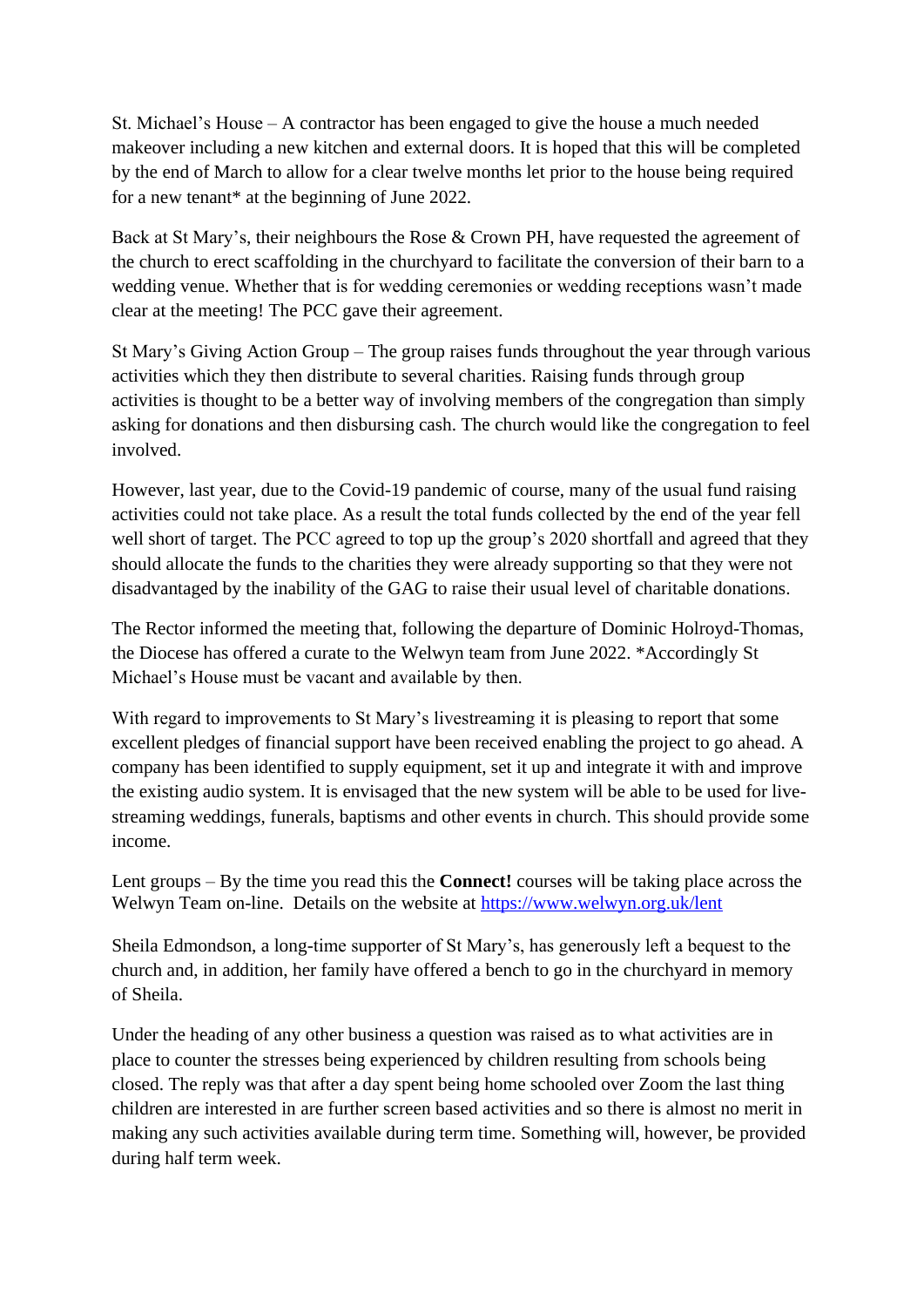St. Michael's House – A contractor has been engaged to give the house a much needed makeover including a new kitchen and external doors. It is hoped that this will be completed by the end of March to allow for a clear twelve months let prior to the house being required for a new tenant* at the beginning of June 2022.

Back at St Mary's, their neighbours the Rose & Crown PH, have requested the agreement of the church to erect scaffolding in the churchyard to facilitate the conversion of their barn to a wedding venue. Whether that is for wedding ceremonies or wedding receptions wasn't made clear at the meeting! The PCC gave their agreement.

St Mary's Giving Action Group – The group raises funds throughout the year through various activities which they then distribute to several charities. Raising funds through group activities is thought to be a better way of involving members of the congregation than simply asking for donations and then disbursing cash. The church would like the congregation to feel involved.

However, last year, due to the Covid-19 pandemic of course, many of the usual fund raising activities could not take place. As a result the total funds collected by the end of the year fell well short of target. The PCC agreed to top up the group's 2020 shortfall and agreed that they should allocate the funds to the charities they were already supporting so that they were not disadvantaged by the inability of the GAG to raise their usual level of charitable donations.

The Rector informed the meeting that, following the departure of Dominic Holroyd-Thomas, the Diocese has offered a curate to the Welwyn team from June 2022. *Accordingly St Michael's House must be vacant and available by then.

With regard to improvements to St Mary's livestreaming it is pleasing to report that some excellent pledges of financial support have been received enabling the project to go ahead. A company has been identified to supply equipment, set it up and integrate it with and improve the existing audio system. It is envisaged that the new system will be able to be used for live-streaming weddings, funerals, baptisms and other events in church. This should provide some income.

Lent groups – By the time you read this the **Connect!** courses will be taking place across the Welwyn Team on-line. Details on the website at [https://www.welwyn.org.uk/lent](https://www.welwyn.org.uk/lent)

Sheila Edmondson, a long-time supporter of St Mary's, has generously left a bequest to the church and, in addition, her family have offered a bench to go in the churchyard in memory of Sheila.

Under the heading of any other business a question was raised as to what activities are in place to counter the stresses being experienced by children resulting from schools being closed. The reply was that after a day spent being home schooled over Zoom the last thing children are interested in are further screen based activities and so there is almost no merit in making any such activities available during term time. Something will, however, be provided during half term week.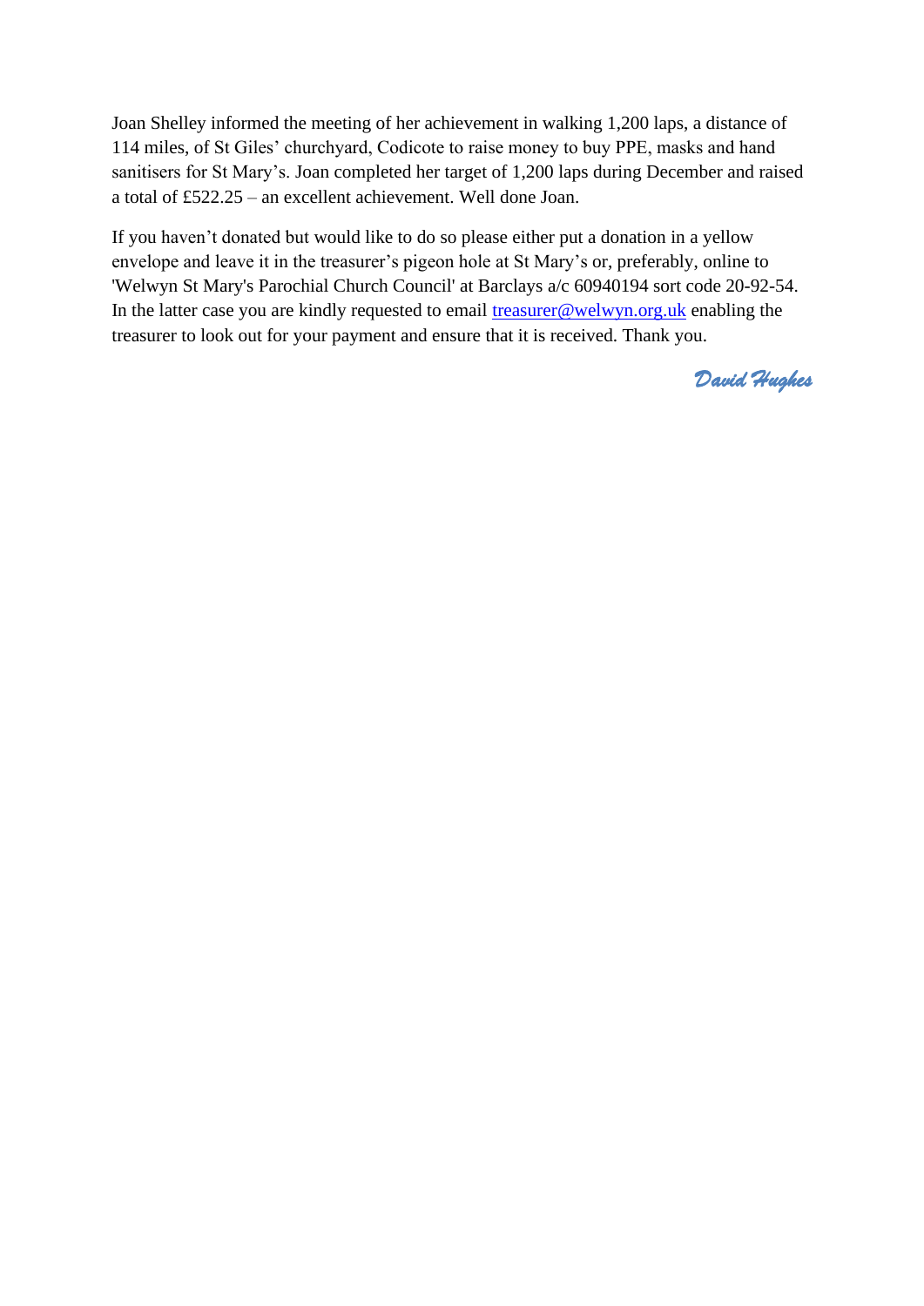Joan Shelley informed the meeting of her achievement in walking 1,200 laps, a distance of 114 miles, of St Giles' churchyard, Codicote to raise money to buy PPE, masks and hand sanitisers for St Mary's. Joan completed her target of 1,200 laps during December and raised a total of £522.25 – an excellent achievement. Well done Joan.

If you haven't donated but would like to do so please either put a donation in a yellow envelope and leave it in the treasurer's pigeon hole at St Mary's or, preferably, online to 'Welwyn St Mary's Parochial Church Council' at Barclays a/c 60940194 sort code 20-92-54. In the latter case you are kindly requested to email [treasurer@welwyn.org.uk](mailto:treasurer@welwyn.org.uk) enabling the treasurer to look out for your payment and ensure that it is received. Thank you.

*David Hughes*